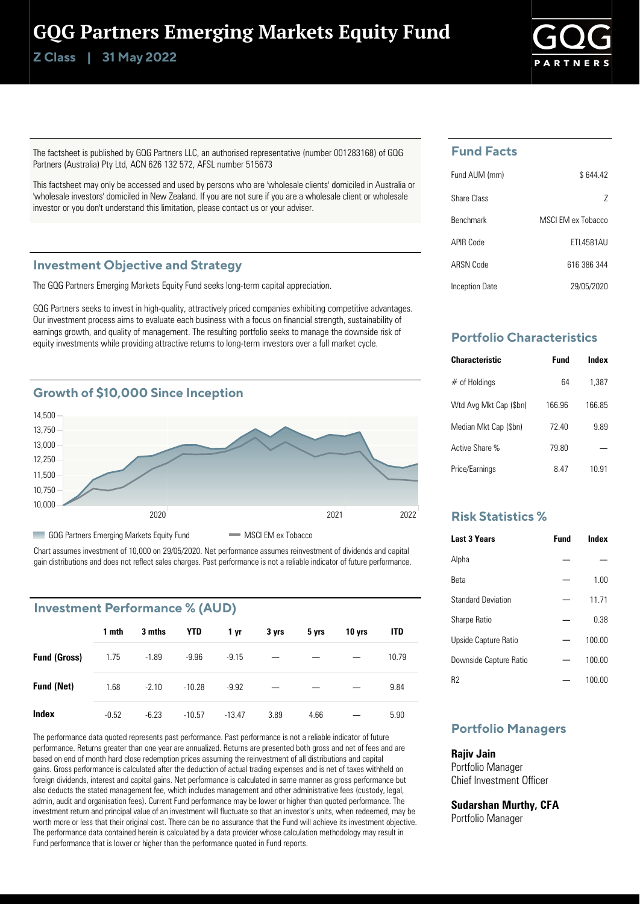# GQG Partners Emerging Markets Equity Fund

**Z Class | 31 May 2022**

The factsheet is published by GQG Partners LLC, an authorised representative (number 001283168) of GQG Partners (Australia) Pty Ltd, ACN 626 132 572, AFSL number 515673

This factsheet may only be accessed and used by persons who are 'wholesale clients' domiciled in Australia or 'wholesale investors' domiciled in New Zealand. If you are not sure if you are a wholesale client or wholesale investor or you don't understand this limitation, please contact us or your adviser.

## Investment Objective and Strategy

The GQG Partners Emerging Markets Equity Fund seeks long-term capital appreciation.

GQG Partners seeks to invest in high-quality, attractively priced companies exhibiting competitive advantages. Our investment process aims to evaluate each business with a focus on financial strength, sustainability of earnings growth, and quality of management. The resulting portfolio seeks to manage the downside risk of equity investments while providing attractive returns to long-term investors over a full market cycle.

## Growth of $10,000 Since Inception

GQG Partners Emerging Markets Equity Fund | MSCI EM ex Tobacco

Chart assumes investment of 10,000 on 29/05/2020. Net performance assumes reinvestment of dividends and capital gain distributions and does not reflect sales charges. Past performance is not a reliable indicator of future performance.

## Investment Performance % (AUD)

| | 1 mth | 3 mths | YTD | 1 yr | 3 yrs | 5 yrs | 10 yrs | ITD |
|---|---|---|---|---|---|---|---|---|
| **Fund (Gross)** | 1.75 | -1.89 | -9.96 | -9.15 | — | — | — | 10.79 |
| **Fund (Net)** | 1.68 | -2.10 | -10.28 | -9.92 | — | — | — | 9.84 |
| **Index** | -0.52 | -6.23 | -10.57 | -13.47 | 3.89 | 4.66 | — | 5.90 |

The performance data quoted represents past performance. Past performance is not a reliable indicator of future performance. Returns greater than one year are annualized. Returns are presented both gross and net of fees and are based on end of month hard close redemption prices assuming the reinvestment of all distributions and capital gains. Gross performance is calculated after the deduction of actual trading expenses and is net of taxes withheld on foreign dividends, interest and capital gains. Net performance is calculated in same manner as gross performance but also deducts the stated management fee, which includes management and other administrative fees (custody, legal, admin, audit and organisation fees). Current Fund performance may be lower or higher than quoted performance. The investment return and principal value of an investment will fluctuate so that an investor's units, when redeemed, may be worth more or less that their original cost. There can be no assurance that the Fund will achieve its investment objective. The performance data contained herein is calculated by a data provider whose calculation methodology may result in Fund performance that is lower or higher than the performance quoted in Fund reports.

## Fund Facts

| | |
|---|---|
| Fund AUM (mm) | $ 644.42 |
| Share Class | Z |
| Benchmark | MSCI EM ex Tobacco |
| APIR Code | ETL4581AU |
| ARSN Code | 616 386 344 |
| Inception Date | 29/05/2020 |

## Portfolio Characteristics

| Characteristic | Fund | Index |
|---|---|---|
| # of Holdings | 64 | 1,387 |
| Wtd Avg Mkt Cap ($bn) | 166.96 | 166.85 |
| Median Mkt Cap ($bn) | 72.40 | 9.89 |
| Active Share % | 79.80 | — |
| Price/Earnings | 8.47 | 10.91 |

## Risk Statistics %

| Last 3 Years | Fund | Index |
|---|---|---|
| Alpha | — | — |
| Beta | — | 1.00 |
| Standard Deviation | — | 11.71 |
| Sharpe Ratio | — | 0.38 |
| Upside Capture Ratio | — | 100.00 |
| Downside Capture Ratio | — | 100.00 |
| R2 | — | 100.00 |

## Portfolio Managers

**Rajiv Jain**
Portfolio Manager
Chief Investment Officer

**Sudarshan Murthy, CFA**
Portfolio Manager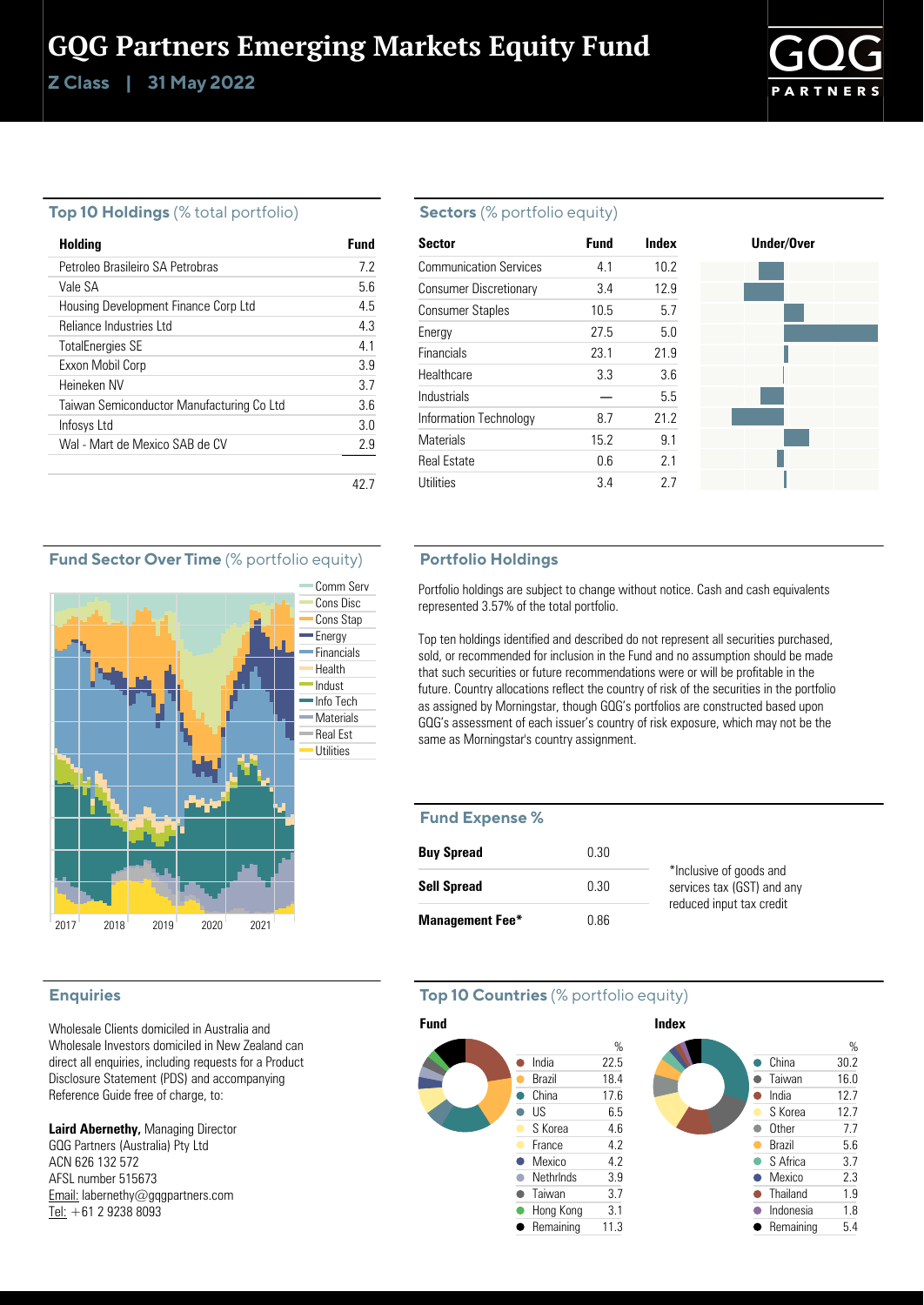# GQG Partners Emerging Markets Equity Fund

**Z Class | 31 May 2022**

## Top 10 Holdings (% total portfolio)

| Holding | Fund |
|---|---|
| Petroleo Brasileiro SA Petrobras | 7.2 |
| Vale SA | 5.6 |
| Housing Development Finance Corp Ltd | 4.5 |
| Reliance Industries Ltd | 4.3 |
| TotalEnergies SE | 4.1 |
| Exxon Mobil Corp | 3.9 |
| Heineken NV | 3.7 |
| Taiwan Semiconductor Manufacturing Co Ltd | 3.6 |
| Infosys Ltd | 3.0 |
| Wal - Mart de Mexico SAB de CV | 2.9 |
| | 42.7 |

## Sectors (% portfolio equity)

| Sector | Fund | Index |
|---|---|---|
| Communication Services | 4.1 | 10.2 |
| Consumer Discretionary | 3.4 | 12.9 |
| Consumer Staples | 10.5 | 5.7 |
| Energy | 27.5 | 5.0 |
| Financials | 23.1 | 21.9 |
| Healthcare | 3.3 | 3.6 |
| Industrials | — | 5.5 |
| Information Technology | 8.7 | 21.2 |
| Materials | 15.2 | 9.1 |
| Real Estate | 0.6 | 2.1 |
| Utilities | 3.4 | 2.7 |

## Fund Sector Over Time (% portfolio equity)

Comm Serv, Cons Disc, Cons Stap, Energy, Financials, Health, Indust, Info Tech, Materials, Real Est, Utilities

2017 2018 2019 2020 2021

## Portfolio Holdings

Portfolio holdings are subject to change without notice. Cash and cash equivalents represented 3.57% of the total portfolio.

Top ten holdings identified and described do not represent all securities purchased, sold, or recommended for inclusion in the Fund and no assumption should be made that such securities or future recommendations were or will be profitable in the future. Country allocations reflect the country of risk of the securities in the portfolio as assigned by Morningstar, though GQG's portfolios are constructed based upon GQG's assessment of each issuer's country of risk exposure, which may not be the same as Morningstar's country assignment.

## Fund Expense %

| | |
|---|---|
| **Buy Spread** | 0.30 |
| **Sell Spread** | 0.30 |
| **Management Fee*** | 0.86 |

*Inclusive of goods and services tax (GST) and any reduced input tax credit

## Enquiries

Wholesale Clients domiciled in Australia and Wholesale Investors domiciled in New Zealand can direct all enquiries, including requests for a Product Disclosure Statement (PDS) and accompanying Reference Guide free of charge, to:

**Laird Abernethy,** Managing Director
GQG Partners (Australia) Pty Ltd
ACN 626 132 572
AFSL number 515673
Email: labernethy@gqgpartners.com
Tel: +61 2 9238 8093

## Top 10 Countries (% portfolio equity)

**Fund**

| | % |
|---|---|
| India | 22.5 |
| Brazil | 18.4 |
| China | 17.6 |
| US | 6.5 |
| S Korea | 4.6 |
| France | 4.2 |
| Mexico | 4.2 |
| Nethrlnds | 3.9 |
| Taiwan | 3.7 |
| Hong Kong | 3.1 |
| Remaining | 11.3 |

**Index**

| | % |
|---|---|
| China | 30.2 |
| Taiwan | 16.0 |
| India | 12.7 |
| S Korea | 12.7 |
| Other | 7.7 |
| Brazil | 5.6 |
| S Africa | 3.7 |
| Mexico | 2.3 |
| Thailand | 1.9 |
| Indonesia | 1.8 |
| Remaining | 5.4 |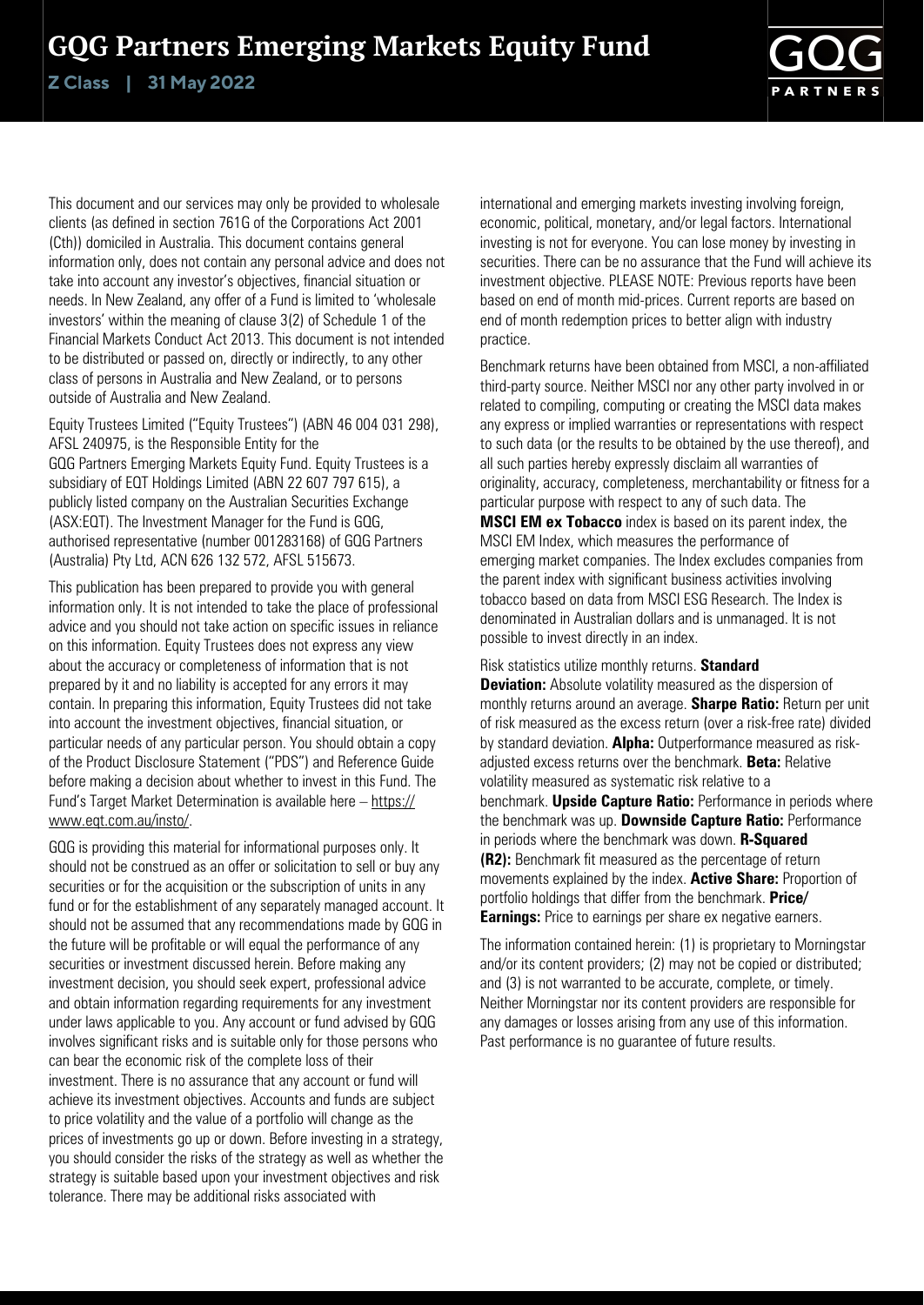This document and our services may only be provided to wholesale clients (as defined in section 761G of the Corporations Act 2001 (Cth)) domiciled in Australia. This document contains general information only, does not contain any personal advice and does not take into account any investor's objectives, financial situation or needs. In New Zealand, any offer of a Fund is limited to 'wholesale investors' within the meaning of clause 3(2) of Schedule 1 of the Financial Markets Conduct Act 2013. This document is not intended to be distributed or passed on, directly or indirectly, to any other class of persons in Australia and New Zealand, or to persons outside of Australia and New Zealand.

Equity Trustees Limited ("Equity Trustees") (ABN 46 004 031 298), AFSL 240975, is the Responsible Entity for the GQG Partners Emerging Markets Equity Fund. Equity Trustees is a subsidiary of EQT Holdings Limited (ABN 22 607 797 615), a publicly listed company on the Australian Securities Exchange (ASX:EQT). The Investment Manager for the Fund is GQG, authorised representative (number 001283168) of GQG Partners (Australia) Pty Ltd, ACN 626 132 572, AFSL 515673.

This publication has been prepared to provide you with general information only. It is not intended to take the place of professional advice and you should not take action on specific issues in reliance on this information. Equity Trustees does not express any view about the accuracy or completeness of information that is not prepared by it and no liability is accepted for any errors it may contain. In preparing this information, Equity Trustees did not take into account the investment objectives, financial situation, or particular needs of any particular person. You should obtain a copy of the Product Disclosure Statement ("PDS") and Reference Guide before making a decision about whether to invest in this Fund. The Fund's Target Market Determination is available here – https://www.eqt.com.au/insto/.

GQG is providing this material for informational purposes only. It should not be construed as an offer or solicitation to sell or buy any securities or for the acquisition or the subscription of units in any fund or for the establishment of any separately managed account. It should not be assumed that any recommendations made by GQG in the future will be profitable or will equal the performance of any securities or investment discussed herein. Before making any investment decision, you should seek expert, professional advice and obtain information regarding requirements for any investment under laws applicable to you. Any account or fund advised by GQG involves significant risks and is suitable only for those persons who can bear the economic risk of the complete loss of their investment. There is no assurance that any account or fund will achieve its investment objectives. Accounts and funds are subject to price volatility and the value of a portfolio will change as the prices of investments go up or down. Before investing in a strategy, you should consider the risks of the strategy as well as whether the strategy is suitable based upon your investment objectives and risk tolerance. There may be additional risks associated with international and emerging markets investing involving foreign, economic, political, monetary, and/or legal factors. International investing is not for everyone. You can lose money by investing in securities. There can be no assurance that the Fund will achieve its investment objective. PLEASE NOTE: Previous reports have been based on end of month mid-prices. Current reports are based on end of month redemption prices to better align with industry practice.

Benchmark returns have been obtained from MSCI, a non-affiliated third-party source. Neither MSCI nor any other party involved in or related to compiling, computing or creating the MSCI data makes any express or implied warranties or representations with respect to such data (or the results to be obtained by the use thereof), and all such parties hereby expressly disclaim all warranties of originality, accuracy, completeness, merchantability or fitness for a particular purpose with respect to any of such data. The **MSCI EM ex Tobacco** index is based on its parent index, the MSCI EM Index, which measures the performance of emerging market companies. The Index excludes companies from the parent index with significant business activities involving tobacco based on data from MSCI ESG Research. The Index is denominated in Australian dollars and is unmanaged. It is not possible to invest directly in an index.

Risk statistics utilize monthly returns. **Standard Deviation:** Absolute volatility measured as the dispersion of monthly returns around an average. **Sharpe Ratio:** Return per unit of risk measured as the excess return (over a risk-free rate) divided by standard deviation. **Alpha:** Outperformance measured as risk-adjusted excess returns over the benchmark. **Beta:** Relative volatility measured as systematic risk relative to a benchmark. **Upside Capture Ratio:** Performance in periods where the benchmark was up. **Downside Capture Ratio:** Performance in periods where the benchmark was down. **R-Squared (R2):** Benchmark fit measured as the percentage of return movements explained by the index. **Active Share:** Proportion of portfolio holdings that differ from the benchmark. **Price/Earnings:** Price to earnings per share ex negative earners.

The information contained herein: (1) is proprietary to Morningstar and/or its content providers; (2) may not be copied or distributed; and (3) is not warranted to be accurate, complete, or timely. Neither Morningstar nor its content providers are responsible for any damages or losses arising from any use of this information. Past performance is no guarantee of future results.